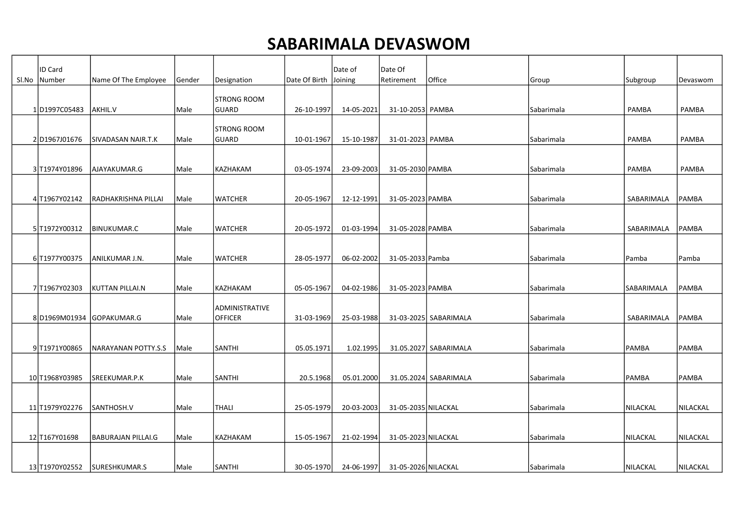# SABARIMALA DEVASWOM

| Sl.No | ID Card Number | Name Of The Employee | Gender | Designation | Date Of Birth | Date of Joining | Date Of Retirement | Office | Group | Subgroup | Devaswom |
|---|---|---|---|---|---|---|---|---|---|---|---|
| 1 | D1997C05483 | AKHIL.V | Male | STRONG ROOM GUARD | 26-10-1997 | 14-05-2021 | 31-10-2053 | PAMBA | Sabarimala | PAMBA | PAMBA |
| 2 | D1967J01676 | SIVADASAN NAIR.T.K | Male | STRONG ROOM GUARD | 10-01-1967 | 15-10-1987 | 31-01-2023 | PAMBA | Sabarimala | PAMBA | PAMBA |
| 3 | T1974Y01896 | AJAYAKUMAR.G | Male | KAZHAKAM | 03-05-1974 | 23-09-2003 | 31-05-2030 | PAMBA | Sabarimala | PAMBA | PAMBA |
| 4 | T1967Y02142 | RADHAKRISHNA PILLAI | Male | WATCHER | 20-05-1967 | 12-12-1991 | 31-05-2023 | PAMBA | Sabarimala | SABARIMALA | PAMBA |
| 5 | T1972Y00312 | BINUKUMAR.C | Male | WATCHER | 20-05-1972 | 01-03-1994 | 31-05-2028 | PAMBA | Sabarimala | SABARIMALA | PAMBA |
| 6 | T1977Y00375 | ANILKUMAR J.N. | Male | WATCHER | 28-05-1977 | 06-02-2002 | 31-05-2033 | Pamba | Sabarimala | Pamba | Pamba |
| 7 | T1967Y02303 | KUTTAN PILLAI.N | Male | KAZHAKAM | 05-05-1967 | 04-02-1986 | 31-05-2023 | PAMBA | Sabarimala | SABARIMALA | PAMBA |
| 8 | D1969M01934 | GOPAKUMAR.G | Male | ADMINISTRATIVE OFFICER | 31-03-1969 | 25-03-1988 | 31-03-2025 | SABARIMALA | Sabarimala | SABARIMALA | PAMBA |
| 9 | T1971Y00865 | NARAYANAN POTTY.S.S | Male | SANTHI | 05.05.1971 | 1.02.1995 | 31.05.2027 | SABARIMALA | Sabarimala | PAMBA | PAMBA |
| 10 | T1968Y03985 | SREEKUMAR.P.K | Male | SANTHI | 20.5.1968 | 05.01.2000 | 31.05.2024 | SABARIMALA | Sabarimala | PAMBA | PAMBA |
| 11 | T1979Y02276 | SANTHOSH.V | Male | THALI | 25-05-1979 | 20-03-2003 | 31-05-2035 | NILACKAL | Sabarimala | NILACKAL | NILACKAL |
| 12 | T167Y01698 | BABURAJAN PILLAI.G | Male | KAZHAKAM | 15-05-1967 | 21-02-1994 | 31-05-2023 | NILACKAL | Sabarimala | NILACKAL | NILACKAL |
| 13 | T1970Y02552 | SURESHKUMAR.S | Male | SANTHI | 30-05-1970 | 24-06-1997 | 31-05-2026 | NILACKAL | Sabarimala | NILACKAL | NILACKAL |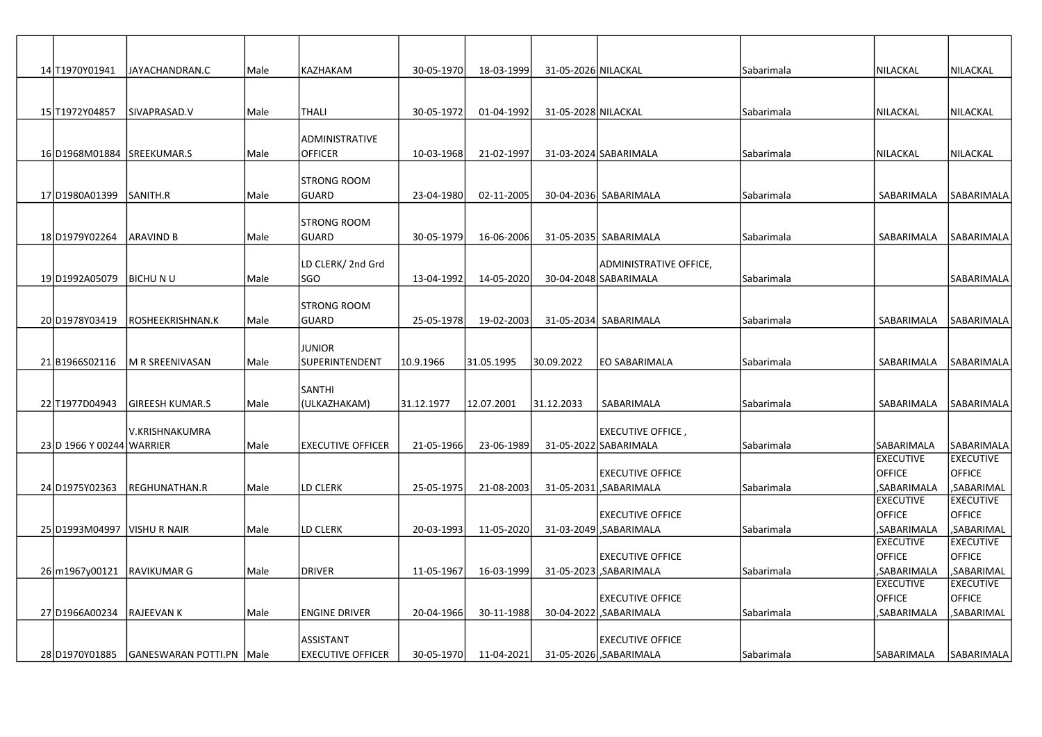| | | | | | | | | | | |
|---|---|---|---|---|---|---|---|---|---|---|
| 14 | T1970Y01941 | JAYACHANDRAN.C | Male | KAZHAKAM | 30-05-1970 | 18-03-1999 | 31-05-2026 | NILACKAL | Sabarimala | NILACKAL | NILACKAL |
| 15 | T1972Y04857 | SIVAPRASAD.V | Male | THALI | 30-05-1972 | 01-04-1992 | 31-05-2028 | NILACKAL | Sabarimala | NILACKAL | NILACKAL |
| 16 | D1968M01884 | SREEKUMAR.S | Male | ADMINISTRATIVE OFFICER | 10-03-1968 | 21-02-1997 | 31-03-2024 | SABARIMALA | Sabarimala | NILACKAL | NILACKAL |
| 17 | D1980A01399 | SANITH.R | Male | STRONG ROOM GUARD | 23-04-1980 | 02-11-2005 | 30-04-2036 | SABARIMALA | Sabarimala | SABARIMALA | SABARIMALA |
| 18 | D1979Y02264 | ARAVIND B | Male | STRONG ROOM GUARD | 30-05-1979 | 16-06-2006 | 31-05-2035 | SABARIMALA | Sabarimala | SABARIMALA | SABARIMALA |
| 19 | D1992A05079 | BICHU N U | Male | LD CLERK/ 2nd Grd SGO | 13-04-1992 | 14-05-2020 | 30-04-2048 | ADMINISTRATIVE OFFICE, SABARIMALA | Sabarimala | | SABARIMALA |
| 20 | D1978Y03419 | ROSHEEKRISHNAN.K | Male | STRONG ROOM GUARD | 25-05-1978 | 19-02-2003 | 31-05-2034 | SABARIMALA | Sabarimala | SABARIMALA | SABARIMALA |
| 21 | B1966S02116 | M R SREENIVASAN | Male | JUNIOR SUPERINTENDENT | 10.9.1966 | 31.05.1995 | 30.09.2022 | EO SABARIMALA | Sabarimala | SABARIMALA | SABARIMALA |
| 22 | T1977D04943 | GIREESH KUMAR.S | Male | SANTHI (ULKAZHAKAM) | 31.12.1977 | 12.07.2001 | 31.12.2033 | SABARIMALA | Sabarimala | SABARIMALA | SABARIMALA |
| 23 | D 1966 Y 00244 | V.KRISHNAKUMRA WARRIER | Male | EXECUTIVE OFFICER | 21-05-1966 | 23-06-1989 | 31-05-2022 | EXECUTIVE OFFICE , SABARIMALA | Sabarimala | SABARIMALA | SABARIMALA |
| 24 | D1975Y02363 | REGHUNATHAN.R | Male | LD CLERK | 25-05-1975 | 21-08-2003 | 31-05-2031 | EXECUTIVE OFFICE ,SABARIMALA | Sabarimala | EXECUTIVE OFFICE ,SABARIMALA | EXECUTIVE OFFICE ,SABARIMAL |
| 25 | D1993M04997 | VISHU R NAIR | Male | LD CLERK | 20-03-1993 | 11-05-2020 | 31-03-2049 | EXECUTIVE OFFICE ,SABARIMALA | Sabarimala | EXECUTIVE OFFICE ,SABARIMALA | EXECUTIVE OFFICE ,SABARIMAL |
| 26 | m1967y00121 | RAVIKUMAR G | Male | DRIVER | 11-05-1967 | 16-03-1999 | 31-05-2023 | EXECUTIVE OFFICE ,SABARIMALA | Sabarimala | EXECUTIVE OFFICE ,SABARIMALA | EXECUTIVE OFFICE ,SABARIMAL |
| 27 | D1966A00234 | RAJEEVAN K | Male | ENGINE DRIVER | 20-04-1966 | 30-11-1988 | 30-04-2022 | EXECUTIVE OFFICE ,SABARIMALA | Sabarimala | EXECUTIVE OFFICE ,SABARIMALA | EXECUTIVE OFFICE ,SABARIMAL |
| 28 | D1970Y01885 | GANESWARAN POTTI.PN | Male | ASSISTANT EXECUTIVE OFFICER | 30-05-1970 | 11-04-2021 | 31-05-2026 | EXECUTIVE OFFICE ,SABARIMALA | Sabarimala | SABARIMALA | SABARIMALA |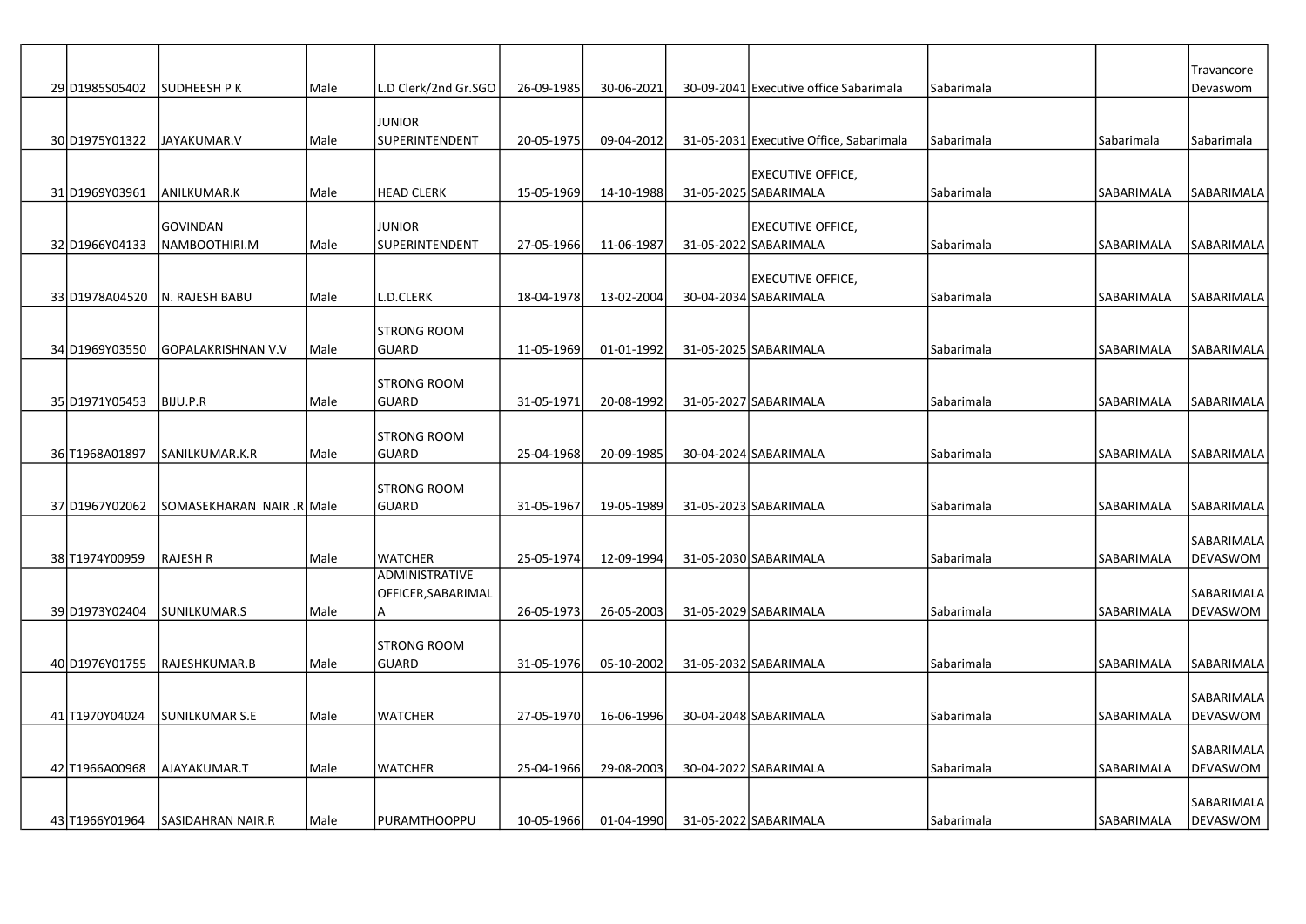| | | | | | | | | | | | |
|---|---|---|---|---|---|---|---|---|---|---|---|
| 29 | D1985S05402 | SUDHEESH P K | Male | L.D Clerk/2nd Gr.SGO | 26-09-1985 | 30-06-2021 | 30-09-2041 | Executive office Sabarimala | Sabarimala | | Travancore Devaswom |
| 30 | D1975Y01322 | JAYAKUMAR.V | Male | JUNIOR SUPERINTENDENT | 20-05-1975 | 09-04-2012 | 31-05-2031 | Executive Office, Sabarimala | Sabarimala | Sabarimala | Sabarimala |
| 31 | D1969Y03961 | ANILKUMAR.K | Male | HEAD CLERK | 15-05-1969 | 14-10-1988 | 31-05-2025 | EXECUTIVE OFFICE, SABARIMALA | Sabarimala | SABARIMALA | SABARIMALA |
| 32 | D1966Y04133 | GOVINDAN NAMBOOTHIRI.M | Male | JUNIOR SUPERINTENDENT | 27-05-1966 | 11-06-1987 | 31-05-2022 | EXECUTIVE OFFICE, SABARIMALA | Sabarimala | SABARIMALA | SABARIMALA |
| 33 | D1978A04520 | N. RAJESH BABU | Male | L.D.CLERK | 18-04-1978 | 13-02-2004 | 30-04-2034 | EXECUTIVE OFFICE, SABARIMALA | Sabarimala | SABARIMALA | SABARIMALA |
| 34 | D1969Y03550 | GOPALAKRISHNAN V.V | Male | STRONG ROOM GUARD | 11-05-1969 | 01-01-1992 | 31-05-2025 | SABARIMALA | Sabarimala | SABARIMALA | SABARIMALA |
| 35 | D1971Y05453 | BIJU.P.R | Male | STRONG ROOM GUARD | 31-05-1971 | 20-08-1992 | 31-05-2027 | SABARIMALA | Sabarimala | SABARIMALA | SABARIMALA |
| 36 | T1968A01897 | SANILKUMAR.K.R | Male | STRONG ROOM GUARD | 25-04-1968 | 20-09-1985 | 30-04-2024 | SABARIMALA | Sabarimala | SABARIMALA | SABARIMALA |
| 37 | D1967Y02062 | SOMASEKHARAN NAIR .R | Male | STRONG ROOM GUARD | 31-05-1967 | 19-05-1989 | 31-05-2023 | SABARIMALA | Sabarimala | SABARIMALA | SABARIMALA |
| 38 | T1974Y00959 | RAJESH R | Male | WATCHER | 25-05-1974 | 12-09-1994 | 31-05-2030 | SABARIMALA | Sabarimala | SABARIMALA | SABARIMALA DEVASWOM |
| 39 | D1973Y02404 | SUNILKUMAR.S | Male | ADMINISTRATIVE OFFICER,SABARIMALA | 26-05-1973 | 26-05-2003 | 31-05-2029 | SABARIMALA | Sabarimala | SABARIMALA | SABARIMALA DEVASWOM |
| 40 | D1976Y01755 | RAJESHKUMAR.B | Male | STRONG ROOM GUARD | 31-05-1976 | 05-10-2002 | 31-05-2032 | SABARIMALA | Sabarimala | SABARIMALA | SABARIMALA |
| 41 | T1970Y04024 | SUNILKUMAR S.E | Male | WATCHER | 27-05-1970 | 16-06-1996 | 30-04-2048 | SABARIMALA | Sabarimala | SABARIMALA | SABARIMALA DEVASWOM |
| 42 | T1966A00968 | AJAYAKUMAR.T | Male | WATCHER | 25-04-1966 | 29-08-2003 | 30-04-2022 | SABARIMALA | Sabarimala | SABARIMALA | SABARIMALA DEVASWOM |
| 43 | T1966Y01964 | SASIDAHRAN NAIR.R | Male | PURAMTHOOPPU | 10-05-1966 | 01-04-1990 | 31-05-2022 | SABARIMALA | Sabarimala | SABARIMALA | SABARIMALA DEVASWOM |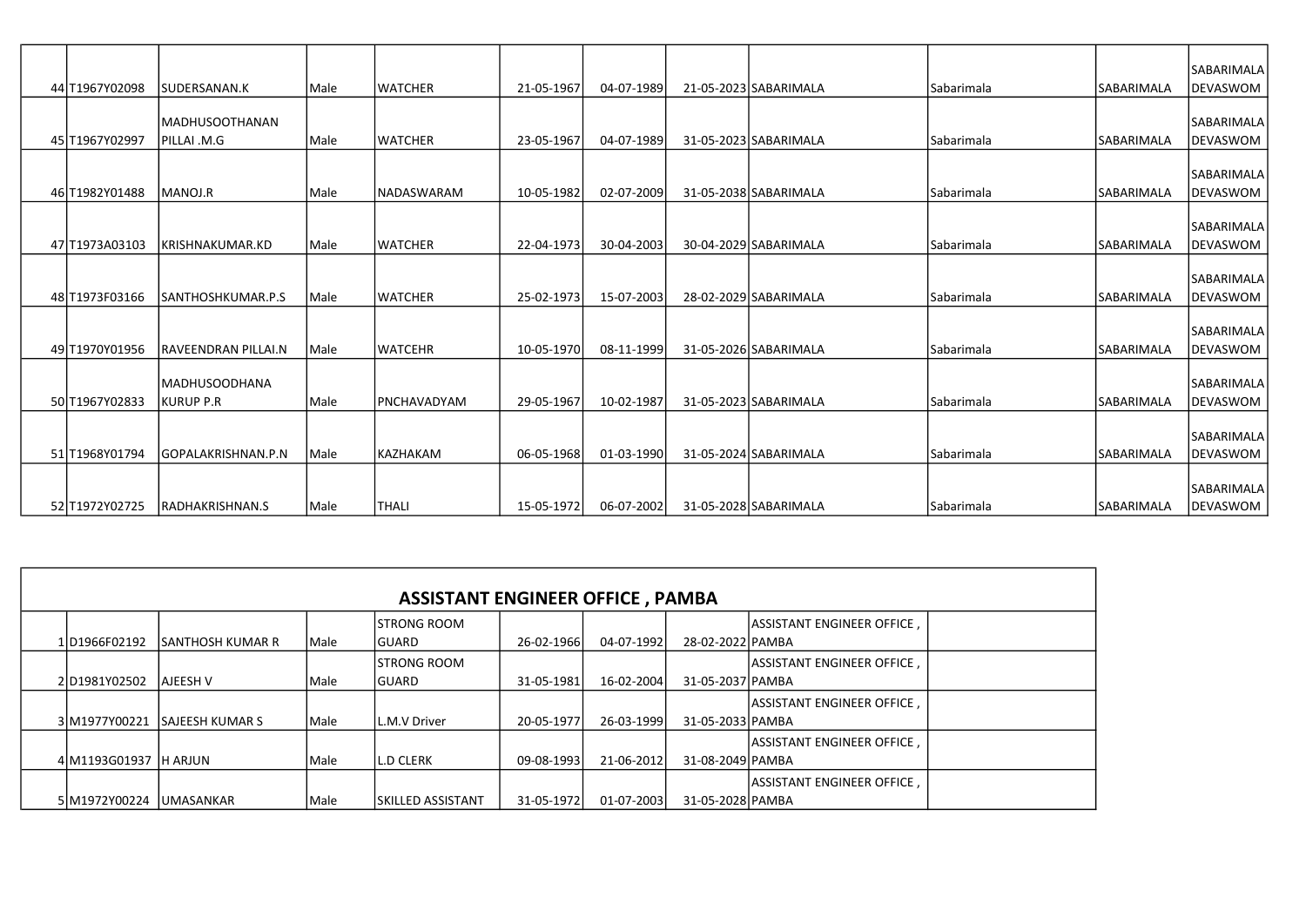| | | | | | | | | | | | |
|---|---|---|---|---|---|---|---|---|---|---|---|
| 44 | T1967Y02098 | SUDERSANAN.K | Male | WATCHER | 21-05-1967 | 04-07-1989 | 21-05-2023 | SABARIMALA | Sabarimala | SABARIMALA | SABARIMALA DEVASWOM |
| 45 | T1967Y02997 | MADHUSOOTHANAN PILLAI .M.G | Male | WATCHER | 23-05-1967 | 04-07-1989 | 31-05-2023 | SABARIMALA | Sabarimala | SABARIMALA | SABARIMALA DEVASWOM |
| 46 | T1982Y01488 | MANOJ.R | Male | NADASWARAM | 10-05-1982 | 02-07-2009 | 31-05-2038 | SABARIMALA | Sabarimala | SABARIMALA | SABARIMALA DEVASWOM |
| 47 | T1973A03103 | KRISHNAKUMAR.KD | Male | WATCHER | 22-04-1973 | 30-04-2003 | 30-04-2029 | SABARIMALA | Sabarimala | SABARIMALA | SABARIMALA DEVASWOM |
| 48 | T1973F03166 | SANTHOSHKUMAR.P.S | Male | WATCHER | 25-02-1973 | 15-07-2003 | 28-02-2029 | SABARIMALA | Sabarimala | SABARIMALA | SABARIMALA DEVASWOM |
| 49 | T1970Y01956 | RAVEENDRAN PILLAI.N | Male | WATCEHR | 10-05-1970 | 08-11-1999 | 31-05-2026 | SABARIMALA | Sabarimala | SABARIMALA | SABARIMALA DEVASWOM |
| 50 | T1967Y02833 | MADHUSOODHANA KURUP P.R | Male | PNCHAVADYAM | 29-05-1967 | 10-02-1987 | 31-05-2023 | SABARIMALA | Sabarimala | SABARIMALA | SABARIMALA DEVASWOM |
| 51 | T1968Y01794 | GOPALAKRISHNAN.P.N | Male | KAZHAKAM | 06-05-1968 | 01-03-1990 | 31-05-2024 | SABARIMALA | Sabarimala | SABARIMALA | SABARIMALA DEVASWOM |
| 52 | T1972Y02725 | RADHAKRISHNAN.S | Male | THALI | 15-05-1972 | 06-07-2002 | 31-05-2028 | SABARIMALA | Sabarimala | SABARIMALA | SABARIMALA DEVASWOM |

## ASSISTANT ENGINEER OFFICE , PAMBA

| | | | | | | | | | |
|---|---|---|---|---|---|---|---|---|---|
| 1 | D1966F02192 | SANTHOSH KUMAR R | Male | STRONG ROOM GUARD | 26-02-1966 | 04-07-1992 | 28-02-2022 | ASSISTANT ENGINEER OFFICE , PAMBA | |
| 2 | D1981Y02502 | AJEESH V | Male | STRONG ROOM GUARD | 31-05-1981 | 16-02-2004 | 31-05-2037 | ASSISTANT ENGINEER OFFICE , PAMBA | |
| 3 | M1977Y00221 | SAJEESH KUMAR S | Male | L.M.V Driver | 20-05-1977 | 26-03-1999 | 31-05-2033 | ASSISTANT ENGINEER OFFICE , PAMBA | |
| 4 | M1193G01937 | H ARJUN | Male | L.D CLERK | 09-08-1993 | 21-06-2012 | 31-08-2049 | ASSISTANT ENGINEER OFFICE , PAMBA | |
| 5 | M1972Y00224 | UMASANKAR | Male | SKILLED ASSISTANT | 31-05-1972 | 01-07-2003 | 31-05-2028 | ASSISTANT ENGINEER OFFICE , PAMBA | |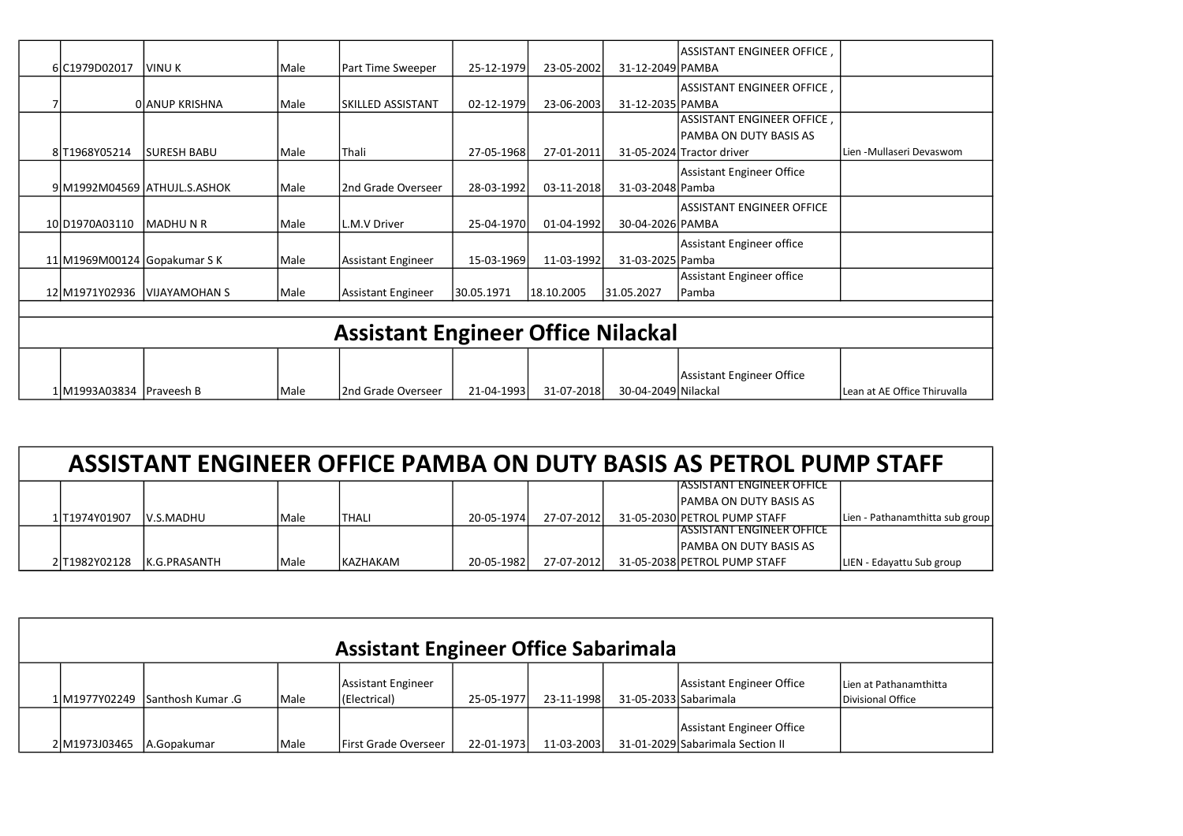| | | | | | | | | | |
|---|---|---|---|---|---|---|---|---|---|
| 6 | C1979D02017 | VINU K | Male | Part Time Sweeper | 25-12-1979 | 23-05-2002 | 31-12-2049 | ASSISTANT ENGINEER OFFICE , PAMBA | |
| 7 | 0 | ANUP KRISHNA | Male | SKILLED ASSISTANT | 02-12-1979 | 23-06-2003 | 31-12-2035 | ASSISTANT ENGINEER OFFICE , PAMBA | |
| 8 | T1968Y05214 | SURESH BABU | Male | Thali | 27-05-1968 | 27-01-2011 | 31-05-2024 | ASSISTANT ENGINEER OFFICE , PAMBA ON DUTY BASIS AS Tractor driver | Lien -Mullaseri Devaswom |
| 9 | M1992M04569 | ATHUJL.S.ASHOK | Male | 2nd Grade Overseer | 28-03-1992 | 03-11-2018 | 31-03-2048 | Assistant Engineer Office Pamba | |
| 10 | D1970A03110 | MADHU N R | Male | L.M.V Driver | 25-04-1970 | 01-04-1992 | 30-04-2026 | ASSISTANT ENGINEER OFFICE PAMBA | |
| 11 | M1969M00124 | Gopakumar S K | Male | Assistant Engineer | 15-03-1969 | 11-03-1992 | 31-03-2025 | Assistant Engineer office Pamba | |
| 12 | M1971Y02936 | VIJAYAMOHAN S | Male | Assistant Engineer | 30.05.1971 | 18.10.2005 | 31.05.2027 | Assistant Engineer office Pamba | |

## Assistant Engineer Office Nilackal

| | | | | | | | | | |
|---|---|---|---|---|---|---|---|---|---|
| 1 | M1993A03834 | Praveesh B | Male | 2nd Grade Overseer | 21-04-1993 | 31-07-2018 | 30-04-2049 | Assistant Engineer Office Nilackal | Lean at AE Office Thiruvalla |

## ASSISTANT ENGINEER OFFICE PAMBA ON DUTY BASIS AS PETROL PUMP STAFF

| | | | | | | | | | |
|---|---|---|---|---|---|---|---|---|---|
| 1 | T1974Y01907 | V.S.MADHU | Male | THALI | 20-05-1974 | 27-07-2012 | 31-05-2030 | ASSISTANT ENGINEER OFFICE PAMBA ON DUTY BASIS AS PETROL PUMP STAFF | Lien - Pathanamthitta sub group |
| 2 | T1982Y02128 | K.G.PRASANTH | Male | KAZHAKAM | 20-05-1982 | 27-07-2012 | 31-05-2038 | ASSISTANT ENGINEER OFFICE PAMBA ON DUTY BASIS AS PETROL PUMP STAFF | LIEN - Edayattu Sub group |

## Assistant Engineer Office Sabarimala

| | | | | | | | | | |
|---|---|---|---|---|---|---|---|---|---|
| 1 | M1977Y02249 | Santhosh Kumar .G | Male | Assistant Engineer (Electrical) | 25-05-1977 | 23-11-1998 | 31-05-2033 | Assistant Engineer Office Sabarimala | Lien at Pathanamthitta Divisional Office |
| 2 | M1973J03465 | A.Gopakumar | Male | First Grade Overseer | 22-01-1973 | 11-03-2003 | 31-01-2029 | Assistant Engineer Office Sabarimala Section II | |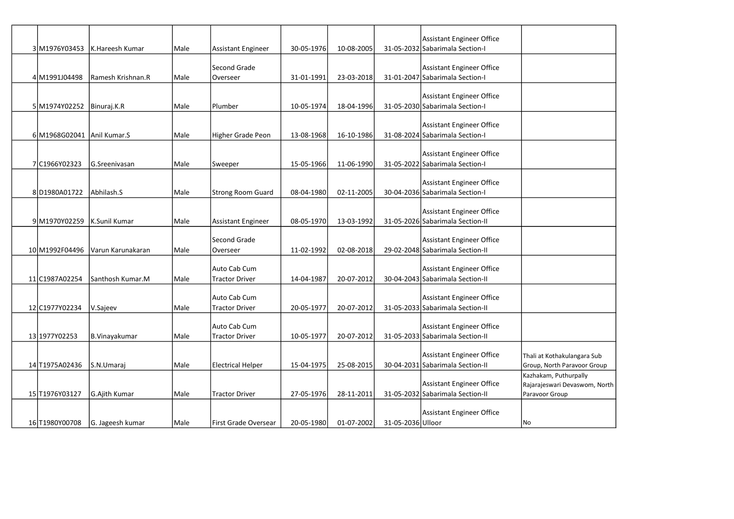| | | | | | | | | | |
|---|---|---|---|---|---|---|---|---|---|
| 3 | M1976Y03453 | K.Hareesh Kumar | Male | Assistant Engineer | 30-05-1976 | 10-08-2005 | 31-05-2032 | Assistant Engineer Office Sabarimala Section-I | |
| 4 | M1991J04498 | Ramesh Krishnan.R | Male | Second Grade Overseer | 31-01-1991 | 23-03-2018 | 31-01-2047 | Assistant Engineer Office Sabarimala Section-I | |
| 5 | M1974Y02252 | Binuraj.K.R | Male | Plumber | 10-05-1974 | 18-04-1996 | 31-05-2030 | Assistant Engineer Office Sabarimala Section-I | |
| 6 | M1968G02041 | Anil Kumar.S | Male | Higher Grade Peon | 13-08-1968 | 16-10-1986 | 31-08-2024 | Assistant Engineer Office Sabarimala Section-I | |
| 7 | C1966Y02323 | G.Sreenivasan | Male | Sweeper | 15-05-1966 | 11-06-1990 | 31-05-2022 | Assistant Engineer Office Sabarimala Section-I | |
| 8 | D1980A01722 | Abhilash.S | Male | Strong Room Guard | 08-04-1980 | 02-11-2005 | 30-04-2036 | Assistant Engineer Office Sabarimala Section-I | |
| 9 | M1970Y02259 | K.Sunil Kumar | Male | Assistant Engineer | 08-05-1970 | 13-03-1992 | 31-05-2026 | Assistant Engineer Office Sabarimala Section-II | |
| 10 | M1992F04496 | Varun Karunakaran | Male | Second Grade Overseer | 11-02-1992 | 02-08-2018 | 29-02-2048 | Assistant Engineer Office Sabarimala Section-II | |
| 11 | C1987A02254 | Santhosh Kumar.M | Male | Auto Cab Cum Tractor Driver | 14-04-1987 | 20-07-2012 | 30-04-2043 | Assistant Engineer Office Sabarimala Section-II | |
| 12 | C1977Y02234 | V.Sajeev | Male | Auto Cab Cum Tractor Driver | 20-05-1977 | 20-07-2012 | 31-05-2033 | Assistant Engineer Office Sabarimala Section-II | |
| 13 | 1977Y02253 | B.Vinayakumar | Male | Auto Cab Cum Tractor Driver | 10-05-1977 | 20-07-2012 | 31-05-2033 | Assistant Engineer Office Sabarimala Section-II | |
| 14 | T1975A02436 | S.N.Umaraj | Male | Electrical Helper | 15-04-1975 | 25-08-2015 | 30-04-2031 | Assistant Engineer Office Sabarimala Section-II | Thali at Kothakulangara Sub Group, North Paravoor Group |
| 15 | T1976Y03127 | G.Ajith Kumar | Male | Tractor Driver | 27-05-1976 | 28-11-2011 | 31-05-2032 | Assistant Engineer Office Sabarimala Section-II | Kazhakam, Puthurpally Rajarajeswari Devaswom, North Paravoor Group |
| 16 | T1980Y00708 | G. Jageesh kumar | Male | First Grade Oversear | 20-05-1980 | 01-07-2002 | 31-05-2036 | Assistant Engineer Office Ulloor | No |